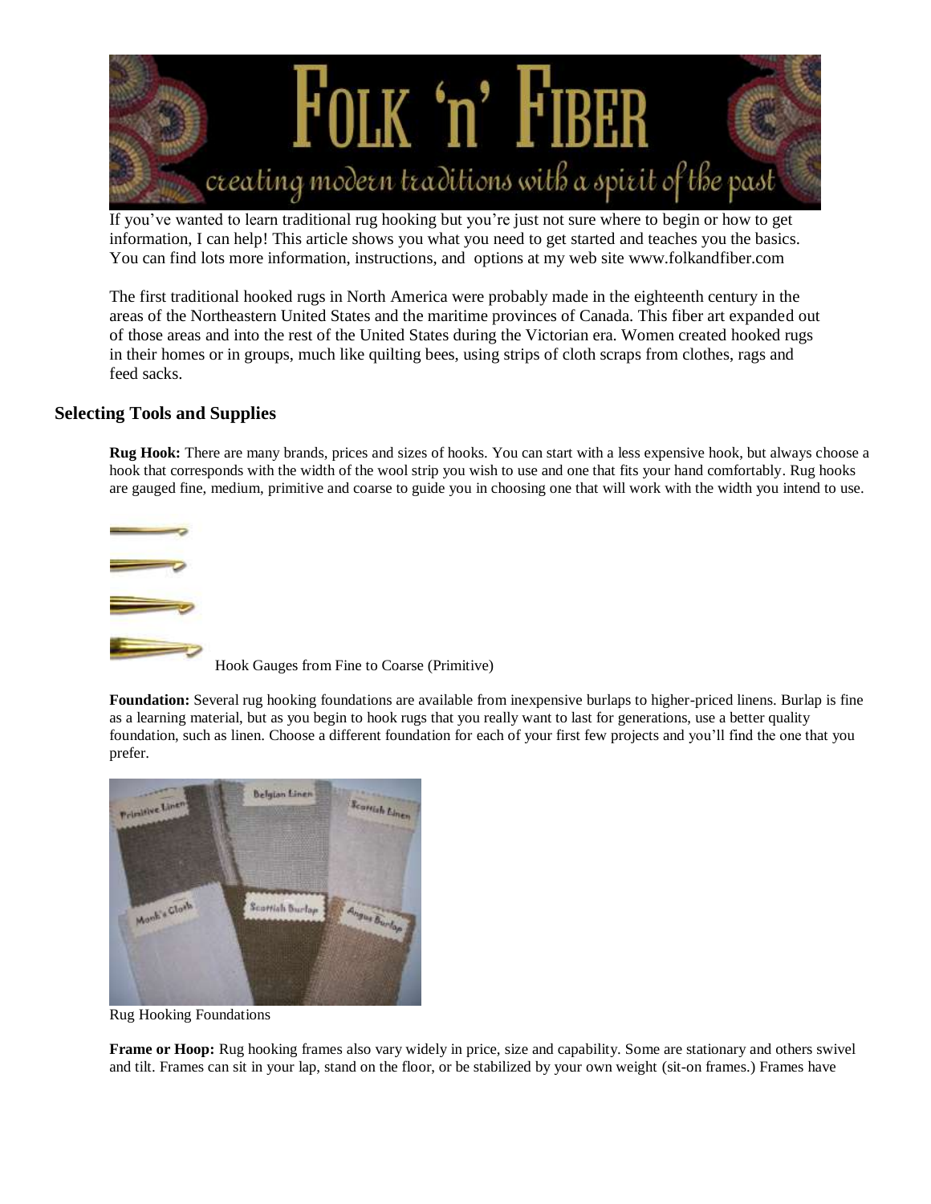If you've wanted to learn traditional rug hooking but you're just not sure where to begin or how to get information, I can help! This article shows you what you need to get started and teaches you the basics. You can find lots more information, instructions, and options at my web site www.folkandfiber.com

The first traditional hooked rugs in North America were probably made in the eighteenth century in the areas of the Northeastern United States and the maritime provinces of Canada. This fiber art expanded out of those areas and into the rest of the United States during the Victorian era. Women created hooked rugs in their homes or in groups, much like quilting bees, using strips of cloth scraps from clothes, rags and feed sacks.

## Selecting Tools and Supplies

**Rug Hook:** There are many brands, prices and sizes of hooks. You can start with a less expensive hook, but always choose a hook that corresponds with the width of the wool strip you wish to use and one that fits your hand comfortably. Rug hooks are gauged fine, medium, primitive and coarse to guide you in choosing one that will work with the width you intend to use.

Hook Gauges from Fine to Coarse (Primitive)

**Foundation:** Several rug hooking foundations are available from inexpensive burlaps to higher-priced linens. Burlap is fine as a learning material, but as you begin to hook rugs that you really want to last for generations, use a better quality foundation, such as linen. Choose a different foundation for each of your first few projects and you'll find the one that you prefer.

Rug Hooking Foundations

**Frame or Hoop:** Rug hooking frames also vary widely in price, size and capability. Some are stationary and others swivel and tilt. Frames can sit in your lap, stand on the floor, or be stabilized by your own weight (sit-on frames.) Frames have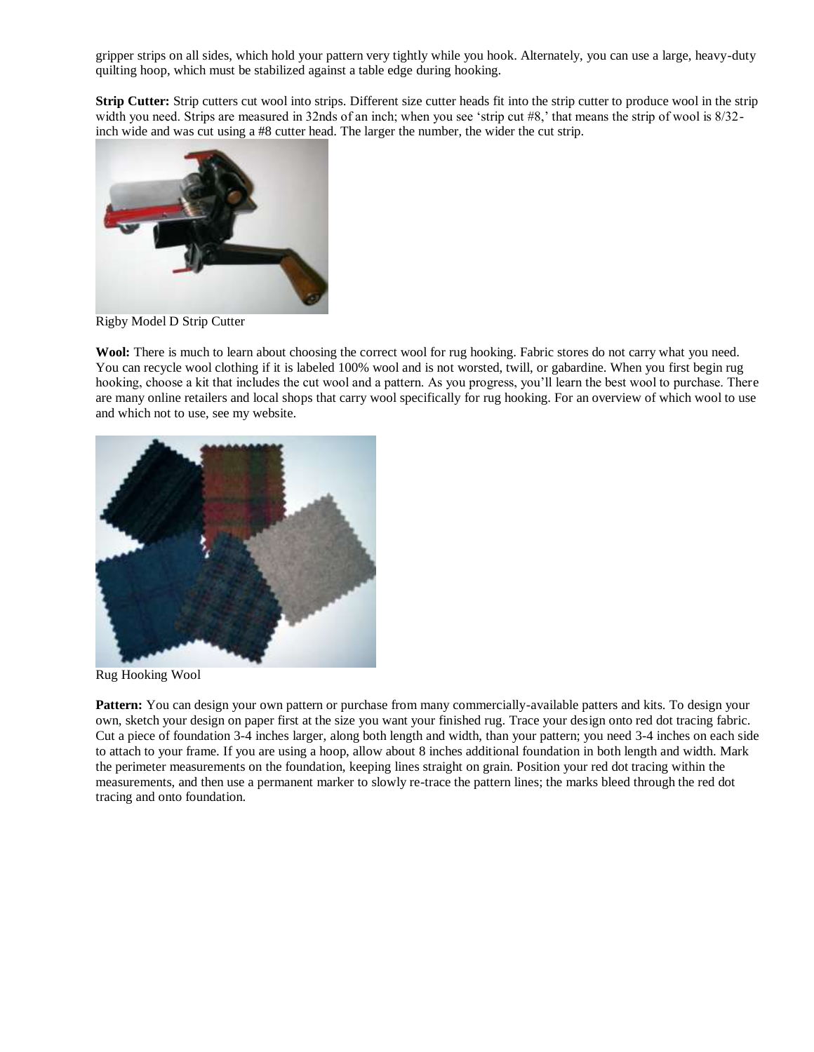gripper strips on all sides, which hold your pattern very tightly while you hook. Alternately, you can use a large, heavy-duty quilting hoop, which must be stabilized against a table edge during hooking.

**Strip Cutter:** Strip cutters cut wool into strips. Different size cutter heads fit into the strip cutter to produce wool in the strip width you need. Strips are measured in 32nds of an inch; when you see 'strip cut #8,' that means the strip of wool is 8/32-inch wide and was cut using a #8 cutter head. The larger the number, the wider the cut strip.

Rigby Model D Strip Cutter

**Wool:** There is much to learn about choosing the correct wool for rug hooking. Fabric stores do not carry what you need. You can recycle wool clothing if it is labeled 100% wool and is not worsted, twill, or gabardine. When you first begin rug hooking, choose a kit that includes the cut wool and a pattern. As you progress, you'll learn the best wool to purchase. There are many online retailers and local shops that carry wool specifically for rug hooking. For an overview of which wool to use and which not to use, see my website.

Rug Hooking Wool

**Pattern:** You can design your own pattern or purchase from many commercially-available patters and kits. To design your own, sketch your design on paper first at the size you want your finished rug. Trace your design onto red dot tracing fabric. Cut a piece of foundation 3-4 inches larger, along both length and width, than your pattern; you need 3-4 inches on each side to attach to your frame. If you are using a hoop, allow about 8 inches additional foundation in both length and width. Mark the perimeter measurements on the foundation, keeping lines straight on grain. Position your red dot tracing within the measurements, and then use a permanent marker to slowly re-trace the pattern lines; the marks bleed through the red dot tracing and onto foundation.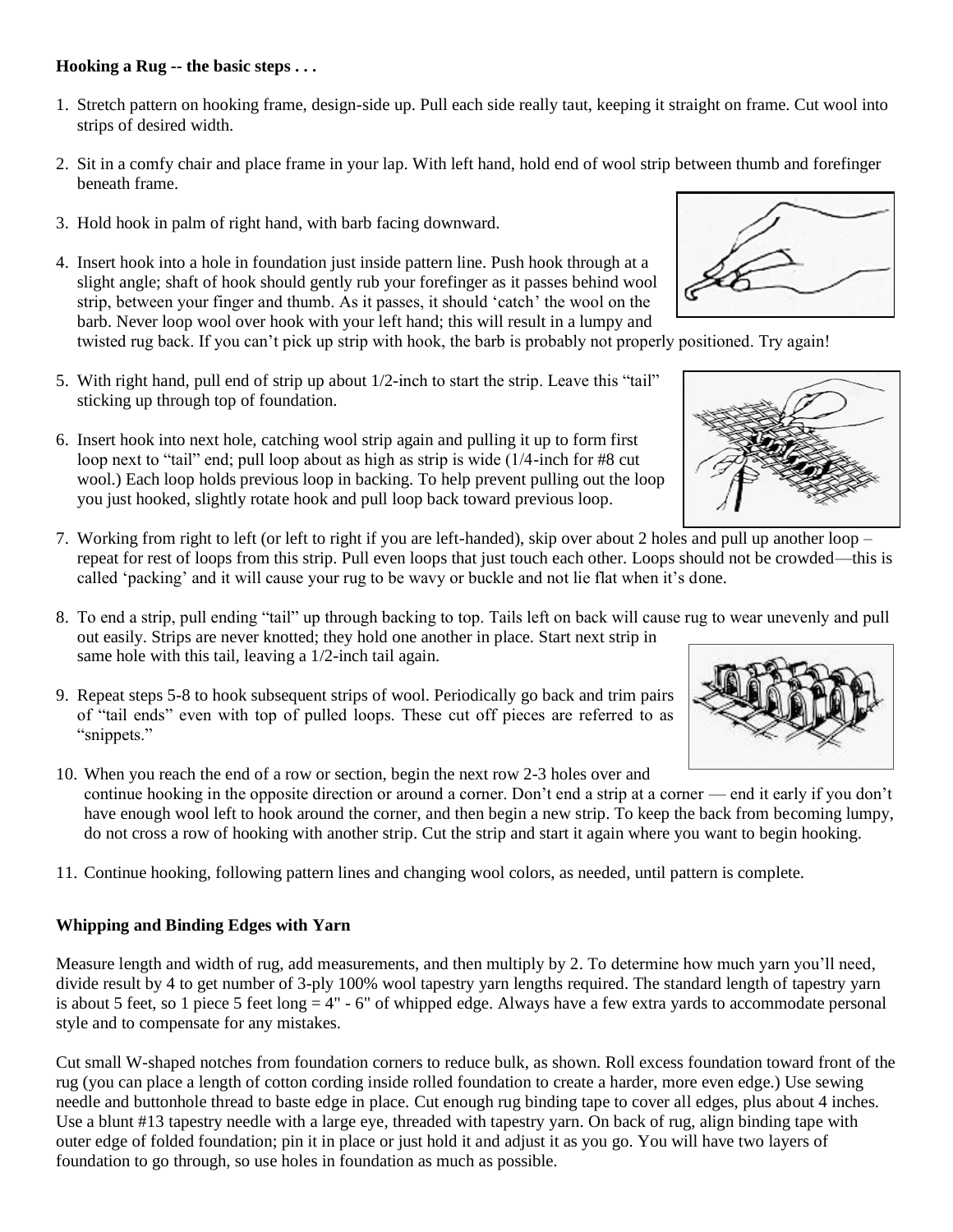**Hooking a Rug -- the basic steps . . .**

1. Stretch pattern on hooking frame, design-side up. Pull each side really taut, keeping it straight on frame. Cut wool into strips of desired width.

2. Sit in a comfy chair and place frame in your lap. With left hand, hold end of wool strip between thumb and forefinger beneath frame.

3. Hold hook in palm of right hand, with barb facing downward.

4. Insert hook into a hole in foundation just inside pattern line. Push hook through at a slight angle; shaft of hook should gently rub your forefinger as it passes behind wool strip, between your finger and thumb. As it passes, it should 'catch' the wool on the barb. Never loop wool over hook with your left hand; this will result in a lumpy and twisted rug back. If you can't pick up strip with hook, the barb is probably not properly positioned. Try again!

5. With right hand, pull end of strip up about 1/2-inch to start the strip. Leave this "tail" sticking up through top of foundation.

6. Insert hook into next hole, catching wool strip again and pulling it up to form first loop next to "tail" end; pull loop about as high as strip is wide (1/4-inch for #8 cut wool.) Each loop holds previous loop in backing. To help prevent pulling out the loop you just hooked, slightly rotate hook and pull loop back toward previous loop.

7. Working from right to left (or left to right if you are left-handed), skip over about 2 holes and pull up another loop – repeat for rest of loops from this strip. Pull even loops that just touch each other. Loops should not be crowded—this is called 'packing' and it will cause your rug to be wavy or buckle and not lie flat when it's done.

8. To end a strip, pull ending "tail" up through backing to top. Tails left on back will cause rug to wear unevenly and pull out easily. Strips are never knotted; they hold one another in place. Start next strip in same hole with this tail, leaving a 1/2-inch tail again.

9. Repeat steps 5-8 to hook subsequent strips of wool. Periodically go back and trim pairs of "tail ends" even with top of pulled loops. These cut off pieces are referred to as "snippets."

10. When you reach the end of a row or section, begin the next row 2-3 holes over and continue hooking in the opposite direction or around a corner. Don't end a strip at a corner — end it early if you don't have enough wool left to hook around the corner, and then begin a new strip. To keep the back from becoming lumpy, do not cross a row of hooking with another strip. Cut the strip and start it again where you want to begin hooking.

11. Continue hooking, following pattern lines and changing wool colors, as needed, until pattern is complete.

**Whipping and Binding Edges with Yarn**

Measure length and width of rug, add measurements, and then multiply by 2. To determine how much yarn you'll need, divide result by 4 to get number of 3-ply 100% wool tapestry yarn lengths required. The standard length of tapestry yarn is about 5 feet, so 1 piece 5 feet long = 4" - 6" of whipped edge. Always have a few extra yards to accommodate personal style and to compensate for any mistakes.

Cut small W-shaped notches from foundation corners to reduce bulk, as shown. Roll excess foundation toward front of the rug (you can place a length of cotton cording inside rolled foundation to create a harder, more even edge.) Use sewing needle and buttonhole thread to baste edge in place. Cut enough rug binding tape to cover all edges, plus about 4 inches. Use a blunt #13 tapestry needle with a large eye, threaded with tapestry yarn. On back of rug, align binding tape with outer edge of folded foundation; pin it in place or just hold it and adjust it as you go. You will have two layers of foundation to go through, so use holes in foundation as much as possible.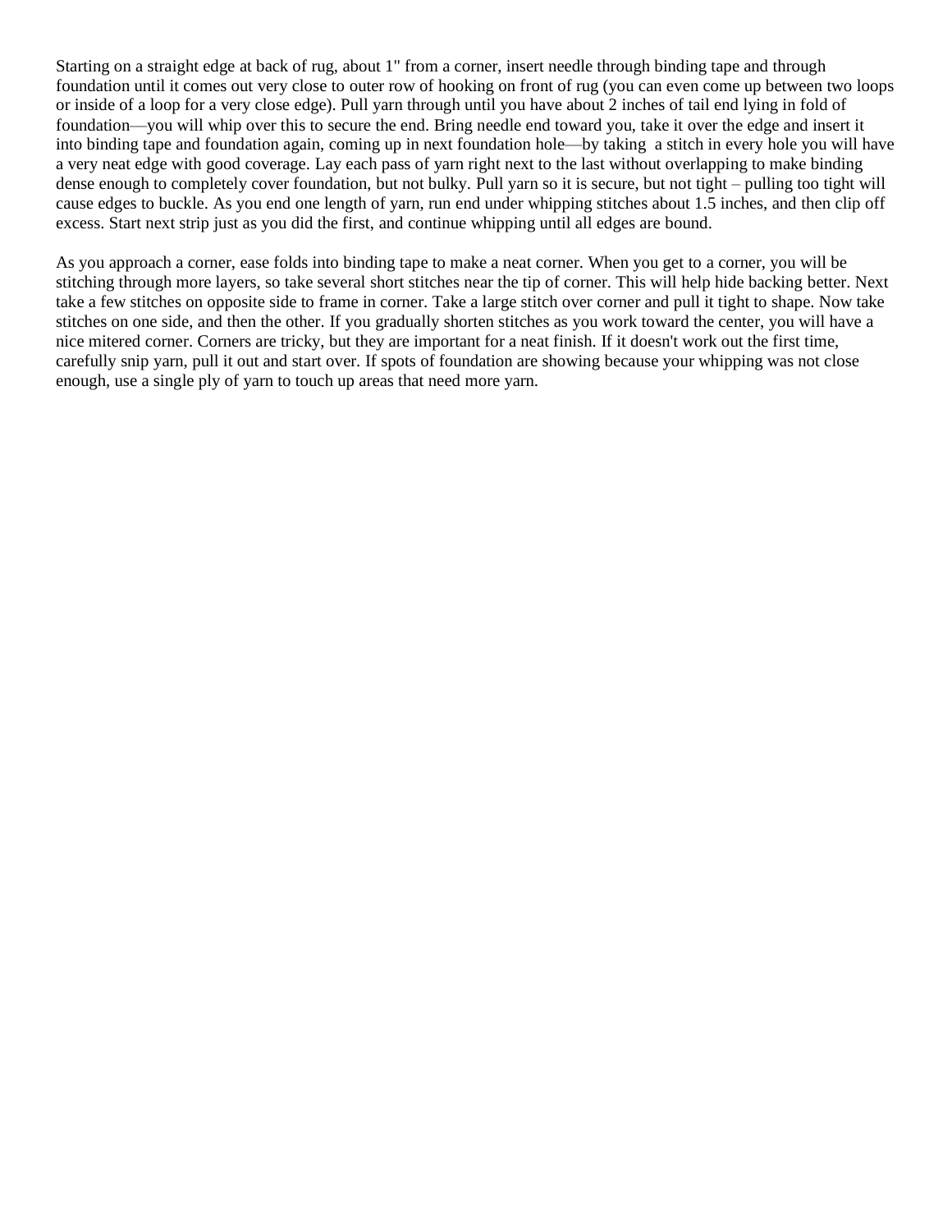Starting on a straight edge at back of rug, about 1" from a corner, insert needle through binding tape and through foundation until it comes out very close to outer row of hooking on front of rug (you can even come up between two loops or inside of a loop for a very close edge). Pull yarn through until you have about 2 inches of tail end lying in fold of foundation—you will whip over this to secure the end. Bring needle end toward you, take it over the edge and insert it into binding tape and foundation again, coming up in next foundation hole—by taking a stitch in every hole you will have a very neat edge with good coverage. Lay each pass of yarn right next to the last without overlapping to make binding dense enough to completely cover foundation, but not bulky. Pull yarn so it is secure, but not tight – pulling too tight will cause edges to buckle. As you end one length of yarn, run end under whipping stitches about 1.5 inches, and then clip off excess. Start next strip just as you did the first, and continue whipping until all edges are bound.

As you approach a corner, ease folds into binding tape to make a neat corner. When you get to a corner, you will be stitching through more layers, so take several short stitches near the tip of corner. This will help hide backing better. Next take a few stitches on opposite side to frame in corner. Take a large stitch over corner and pull it tight to shape. Now take stitches on one side, and then the other. If you gradually shorten stitches as you work toward the center, you will have a nice mitered corner. Corners are tricky, but they are important for a neat finish. If it doesn't work out the first time, carefully snip yarn, pull it out and start over. If spots of foundation are showing because your whipping was not close enough, use a single ply of yarn to touch up areas that need more yarn.